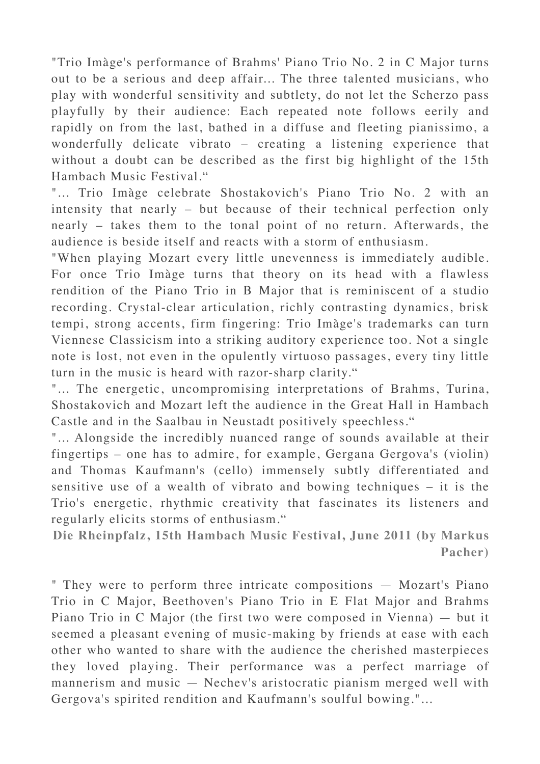"Trio Imàge's performance of Brahms' Piano Trio No. 2 in C Major turns out to be a serious and deep affair... The three talented musicians, who play with wonderful sensitivity and subtlety, do not let the Scherzo pass playfully by their audience: Each repeated note follows eerily and rapidly on from the last, bathed in a diffuse and fleeting pianissimo, a wonderfully delicate vibrato – creating a listening experience that without a doubt can be described as the first big highlight of the 15th Hambach Music Festival."

"... Trio Imàge celebrate Shostakovich's Piano Trio No. 2 with an intensity that nearly – but because of their technical perfection only nearly – takes them to the tonal point of no return. Afterwards, the audience is beside itself and reacts with a storm of enthusiasm.

"When playing Mozart every little unevenness is immediately audible. For once Trio Imàge turns that theory on its head with a flawless rendition of the Piano Trio in B Major that is reminiscent of a studio recording. Crystal-clear articulation, richly contrasting dynamics, brisk tempi, strong accents, firm fingering: Trio Imàge's trademarks can turn Viennese Classicism into a striking auditory experience too. Not a single note is lost, not even in the opulently virtuoso passages, every tiny little turn in the music is heard with razor-sharp clarity."

"... The energetic, uncompromising interpretations of Brahms, Turina, Shostakovich and Mozart left the audience in the Great Hall in Hambach Castle and in the Saalbau in Neustadt positively speechless."

"... Alongside the incredibly nuanced range of sounds available at their fingertips – one has to admire, for example, Gergana Gergova's (violin) and Thomas Kaufmann's (cello) immensely subtly differentiated and sensitive use of a wealth of vibrato and bowing techniques – it is the Trio's energetic, rhythmic creativity that fascinates its listeners and regularly elicits storms of enthusiasm."

**Die Rheinpfalz, 15th Hambach Music Festival, June 2011 (by Markus Pacher)**

" They were to perform three intricate compositions — Mozart's Piano Trio in C Major, Beethoven's Piano Trio in E Flat Major and Brahms Piano Trio in C Major (the first two were composed in Vienna) — but it seemed a pleasant evening of music-making by friends at ease with each other who wanted to share with the audience the cherished masterpieces they loved playing. Their performance was a perfect marriage of mannerism and music — Nechev's aristocratic pianism merged well with Gergova's spirited rendition and Kaufmann's soulful bowing."...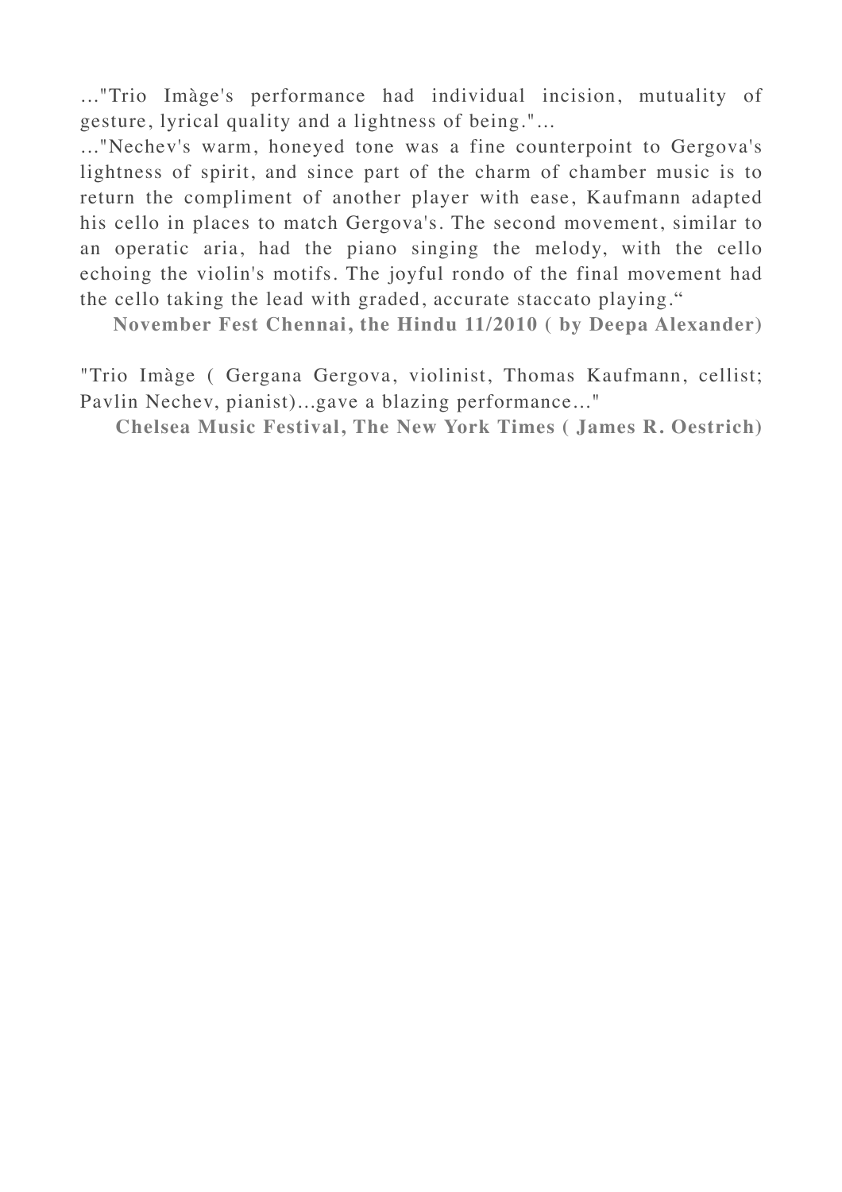…"Trio Imàge's performance had individual incision, mutuality of gesture, lyrical quality and a lightness of being."…

…"Nechev's warm, honeyed tone was a fine counterpoint to Gergova's lightness of spirit, and since part of the charm of chamber music is to return the compliment of another player with ease, Kaufmann adapted his cello in places to match Gergova's. The second movement, similar to an operatic aria, had the piano singing the melody, with the cello echoing the violin's motifs. The joyful rondo of the final movement had the cello taking the lead with graded, accurate staccato playing."

**November Fest Chennai, the Hindu 11/2010 ( by Deepa Alexander)**

"Trio Imàge ( Gergana Gergova, violinist, Thomas Kaufmann, cellist; Pavlin Nechev, pianist)…gave a blazing performance…"

**Chelsea Music Festival, The New York Times ( James R. Oestrich)**